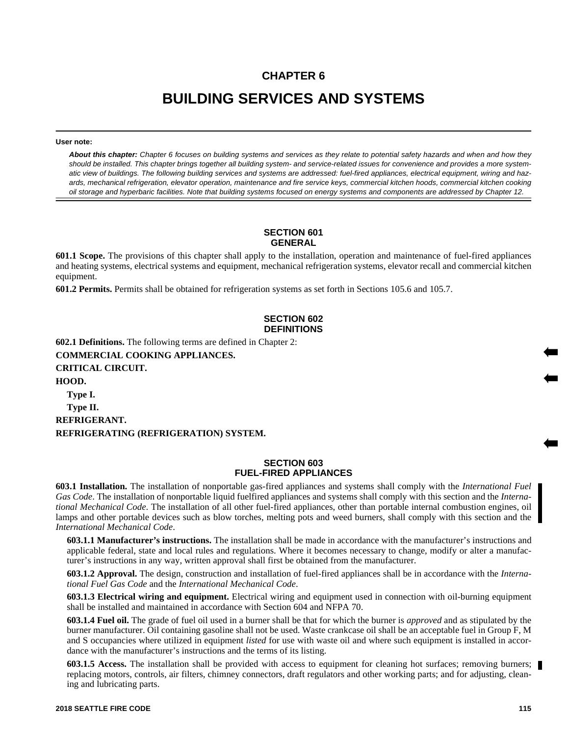# CHAPTER 6

# BUILDING SERVICES AND SYSTEMS

**User note:**

***About this chapter:*** *Chapter 6 focuses on building systems and services as they relate to potential safety hazards and when and how they should be installed. This chapter brings together all building system- and service-related issues for convenience and provides a more systematic view of buildings. The following building services and systems are addressed: fuel-fired appliances, electrical equipment, wiring and hazards, mechanical refrigeration, elevator operation, maintenance and fire service keys, commercial kitchen hoods, commercial kitchen cooking oil storage and hyperbaric facilities. Note that building systems focused on energy systems and components are addressed by Chapter 12.*

## SECTION 601 GENERAL

**601.1 Scope.** The provisions of this chapter shall apply to the installation, operation and maintenance of fuel-fired appliances and heating systems, electrical systems and equipment, mechanical refrigeration systems, elevator recall and commercial kitchen equipment.

**601.2 Permits.** Permits shall be obtained for refrigeration systems as set forth in Sections 105.6 and 105.7.

## SECTION 602 DEFINITIONS

**602.1 Definitions.** The following terms are defined in Chapter 2:

**COMMERCIAL COOKING APPLIANCES.**

**CRITICAL CIRCUIT.**

**HOOD.**

**Type I.**

**Type II.**

**REFRIGERANT.**

**REFRIGERATING (REFRIGERATION) SYSTEM.**

## SECTION 603 FUEL-FIRED APPLIANCES

**603.1 Installation.** The installation of nonportable gas-fired appliances and systems shall comply with the *International Fuel Gas Code*. The installation of nonportable liquid fuelfired appliances and systems shall comply with this section and the *International Mechanical Code*. The installation of all other fuel-fired appliances, other than portable internal combustion engines, oil lamps and other portable devices such as blow torches, melting pots and weed burners, shall comply with this section and the *International Mechanical Code*.

**603.1.1 Manufacturer's instructions.** The installation shall be made in accordance with the manufacturer's instructions and applicable federal, state and local rules and regulations. Where it becomes necessary to change, modify or alter a manufacturer's instructions in any way, written approval shall first be obtained from the manufacturer.

**603.1.2 Approval.** The design, construction and installation of fuel-fired appliances shall be in accordance with the *International Fuel Gas Code* and the *International Mechanical Code*.

**603.1.3 Electrical wiring and equipment.** Electrical wiring and equipment used in connection with oil-burning equipment shall be installed and maintained in accordance with Section 604 and NFPA 70.

**603.1.4 Fuel oil.** The grade of fuel oil used in a burner shall be that for which the burner is *approved* and as stipulated by the burner manufacturer. Oil containing gasoline shall not be used. Waste crankcase oil shall be an acceptable fuel in Group F, M and S occupancies where utilized in equipment *listed* for use with waste oil and where such equipment is installed in accordance with the manufacturer's instructions and the terms of its listing.

**603.1.5 Access.** The installation shall be provided with access to equipment for cleaning hot surfaces; removing burners; replacing motors, controls, air filters, chimney connectors, draft regulators and other working parts; and for adjusting, cleaning and lubricating parts.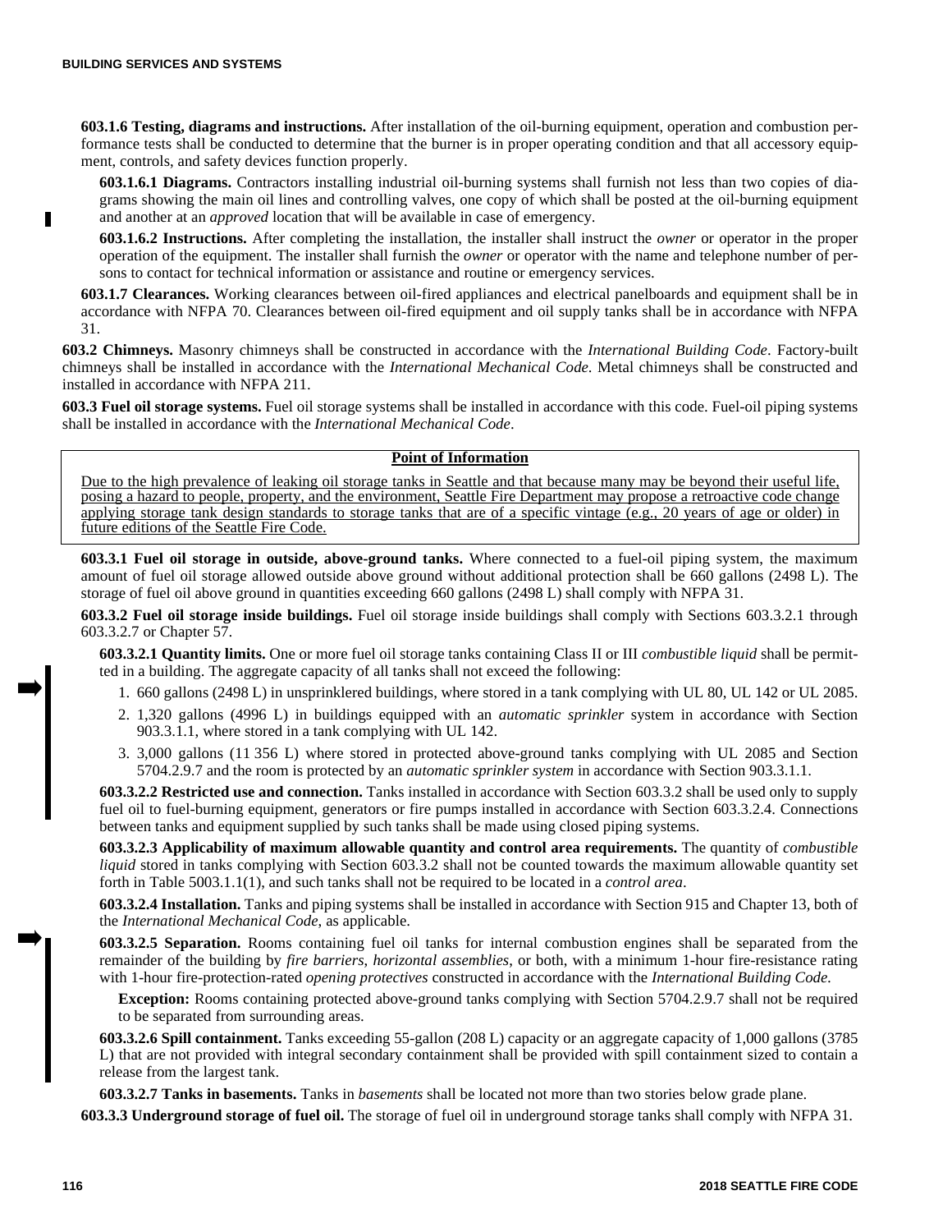**603.1.6 Testing, diagrams and instructions.** After installation of the oil-burning equipment, operation and combustion performance tests shall be conducted to determine that the burner is in proper operating condition and that all accessory equipment, controls, and safety devices function properly.

**603.1.6.1 Diagrams.** Contractors installing industrial oil-burning systems shall furnish not less than two copies of diagrams showing the main oil lines and controlling valves, one copy of which shall be posted at the oil-burning equipment and another at an *approved* location that will be available in case of emergency.

**603.1.6.2 Instructions.** After completing the installation, the installer shall instruct the *owner* or operator in the proper operation of the equipment. The installer shall furnish the *owner* or operator with the name and telephone number of persons to contact for technical information or assistance and routine or emergency services.

**603.1.7 Clearances.** Working clearances between oil-fired appliances and electrical panelboards and equipment shall be in accordance with NFPA 70. Clearances between oil-fired equipment and oil supply tanks shall be in accordance with NFPA 31.

**603.2 Chimneys.** Masonry chimneys shall be constructed in accordance with the *International Building Code*. Factory-built chimneys shall be installed in accordance with the *International Mechanical Code*. Metal chimneys shall be constructed and installed in accordance with NFPA 211.

**603.3 Fuel oil storage systems.** Fuel oil storage systems shall be installed in accordance with this code. Fuel-oil piping systems shall be installed in accordance with the *International Mechanical Code*.

**Point of Information**

Due to the high prevalence of leaking oil storage tanks in Seattle and that because many may be beyond their useful life, posing a hazard to people, property, and the environment, Seattle Fire Department may propose a retroactive code change applying storage tank design standards to storage tanks that are of a specific vintage (e.g., 20 years of age or older) in future editions of the Seattle Fire Code.

**603.3.1 Fuel oil storage in outside, above-ground tanks.** Where connected to a fuel-oil piping system, the maximum amount of fuel oil storage allowed outside above ground without additional protection shall be 660 gallons (2498 L). The storage of fuel oil above ground in quantities exceeding 660 gallons (2498 L) shall comply with NFPA 31.

**603.3.2 Fuel oil storage inside buildings.** Fuel oil storage inside buildings shall comply with Sections 603.3.2.1 through 603.3.2.7 or Chapter 57.

**603.3.2.1 Quantity limits.** One or more fuel oil storage tanks containing Class II or III *combustible liquid* shall be permitted in a building. The aggregate capacity of all tanks shall not exceed the following:

1. 660 gallons (2498 L) in unsprinklered buildings, where stored in a tank complying with UL 80, UL 142 or UL 2085.
2. 1,320 gallons (4996 L) in buildings equipped with an *automatic sprinkler* system in accordance with Section 903.3.1.1, where stored in a tank complying with UL 142.
3. 3,000 gallons (11 356 L) where stored in protected above-ground tanks complying with UL 2085 and Section 5704.2.9.7 and the room is protected by an *automatic sprinkler system* in accordance with Section 903.3.1.1.

**603.3.2.2 Restricted use and connection.** Tanks installed in accordance with Section 603.3.2 shall be used only to supply fuel oil to fuel-burning equipment, generators or fire pumps installed in accordance with Section 603.3.2.4. Connections between tanks and equipment supplied by such tanks shall be made using closed piping systems.

**603.3.2.3 Applicability of maximum allowable quantity and control area requirements.** The quantity of *combustible liquid* stored in tanks complying with Section 603.3.2 shall not be counted towards the maximum allowable quantity set forth in Table 5003.1.1(1), and such tanks shall not be required to be located in a *control area*.

**603.3.2.4 Installation.** Tanks and piping systems shall be installed in accordance with Section 915 and Chapter 13, both of the *International Mechanical Code*, as applicable.

**603.3.2.5 Separation.** Rooms containing fuel oil tanks for internal combustion engines shall be separated from the remainder of the building by *fire barriers*, *horizontal assemblies*, or both, with a minimum 1-hour fire-resistance rating with 1-hour fire-protection-rated *opening protectives* constructed in accordance with the *International Building Code*.

**Exception:** Rooms containing protected above-ground tanks complying with Section 5704.2.9.7 shall not be required to be separated from surrounding areas.

**603.3.2.6 Spill containment.** Tanks exceeding 55-gallon (208 L) capacity or an aggregate capacity of 1,000 gallons (3785 L) that are not provided with integral secondary containment shall be provided with spill containment sized to contain a release from the largest tank.

**603.3.2.7 Tanks in basements.** Tanks in *basements* shall be located not more than two stories below grade plane.

**603.3.3 Underground storage of fuel oil.** The storage of fuel oil in underground storage tanks shall comply with NFPA 31.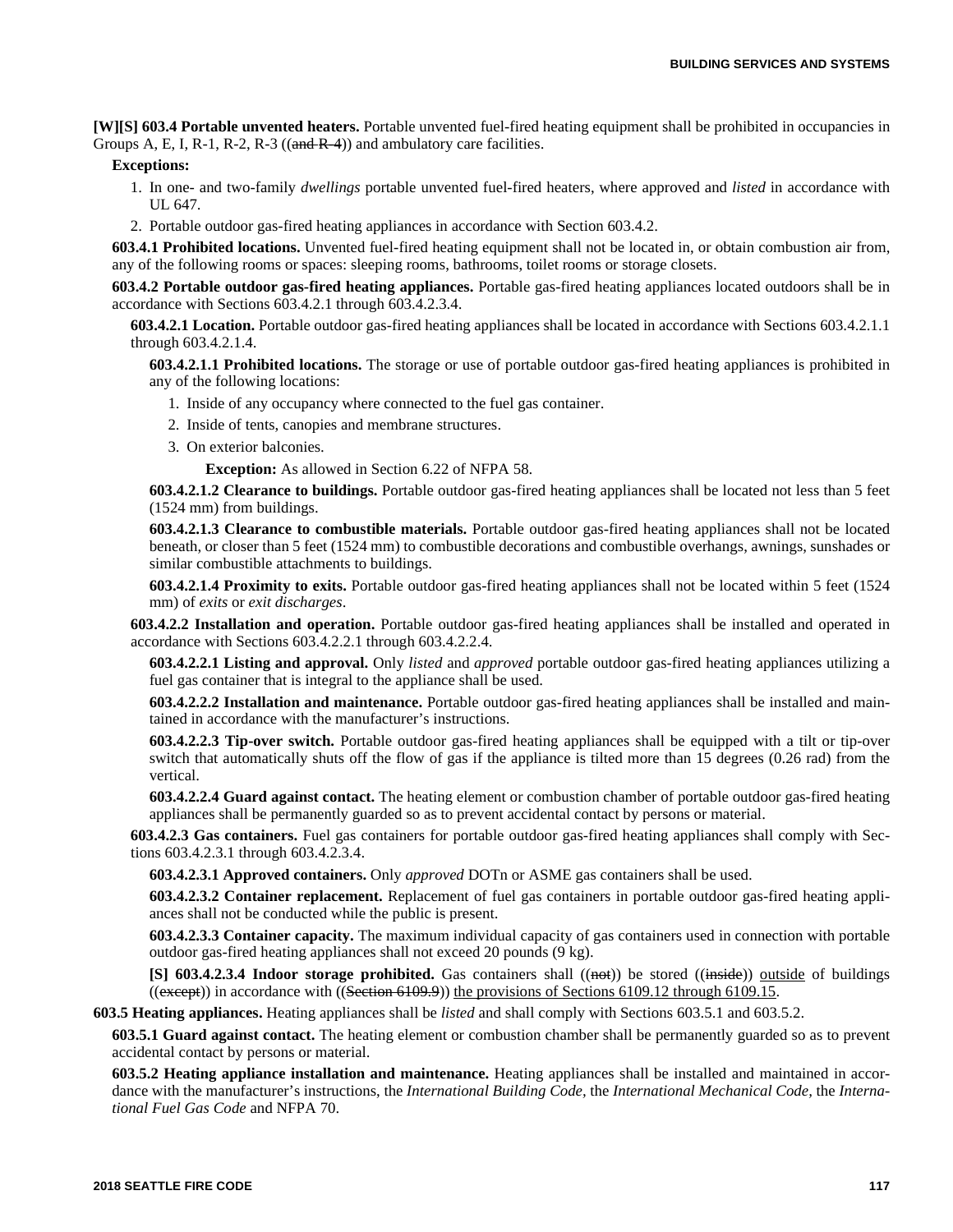**[W][S] 603.4 Portable unvented heaters.** Portable unvented fuel-fired heating equipment shall be prohibited in occupancies in Groups A, E, I, R-1, R-2, R-3 ((~~and R-4~~)) and ambulatory care facilities.

**Exceptions:**

1. In one- and two-family *dwellings* portable unvented fuel-fired heaters, where approved and *listed* in accordance with UL 647.
2. Portable outdoor gas-fired heating appliances in accordance with Section 603.4.2.

**603.4.1 Prohibited locations.** Unvented fuel-fired heating equipment shall not be located in, or obtain combustion air from, any of the following rooms or spaces: sleeping rooms, bathrooms, toilet rooms or storage closets.

**603.4.2 Portable outdoor gas-fired heating appliances.** Portable gas-fired heating appliances located outdoors shall be in accordance with Sections 603.4.2.1 through 603.4.2.3.4.

**603.4.2.1 Location.** Portable outdoor gas-fired heating appliances shall be located in accordance with Sections 603.4.2.1.1 through 603.4.2.1.4.

**603.4.2.1.1 Prohibited locations.** The storage or use of portable outdoor gas-fired heating appliances is prohibited in any of the following locations:

1. Inside of any occupancy where connected to the fuel gas container.
2. Inside of tents, canopies and membrane structures.
3. On exterior balconies.

   **Exception:** As allowed in Section 6.22 of NFPA 58.

**603.4.2.1.2 Clearance to buildings.** Portable outdoor gas-fired heating appliances shall be located not less than 5 feet (1524 mm) from buildings.

**603.4.2.1.3 Clearance to combustible materials.** Portable outdoor gas-fired heating appliances shall not be located beneath, or closer than 5 feet (1524 mm) to combustible decorations and combustible overhangs, awnings, sunshades or similar combustible attachments to buildings.

**603.4.2.1.4 Proximity to exits.** Portable outdoor gas-fired heating appliances shall not be located within 5 feet (1524 mm) of *exits* or *exit discharges*.

**603.4.2.2 Installation and operation.** Portable outdoor gas-fired heating appliances shall be installed and operated in accordance with Sections 603.4.2.2.1 through 603.4.2.2.4.

**603.4.2.2.1 Listing and approval.** Only *listed* and *approved* portable outdoor gas-fired heating appliances utilizing a fuel gas container that is integral to the appliance shall be used.

**603.4.2.2.2 Installation and maintenance.** Portable outdoor gas-fired heating appliances shall be installed and maintained in accordance with the manufacturer's instructions.

**603.4.2.2.3 Tip-over switch.** Portable outdoor gas-fired heating appliances shall be equipped with a tilt or tip-over switch that automatically shuts off the flow of gas if the appliance is tilted more than 15 degrees (0.26 rad) from the vertical.

**603.4.2.2.4 Guard against contact.** The heating element or combustion chamber of portable outdoor gas-fired heating appliances shall be permanently guarded so as to prevent accidental contact by persons or material.

**603.4.2.3 Gas containers.** Fuel gas containers for portable outdoor gas-fired heating appliances shall comply with Sections 603.4.2.3.1 through 603.4.2.3.4.

**603.4.2.3.1 Approved containers.** Only *approved* DOTn or ASME gas containers shall be used.

**603.4.2.3.2 Container replacement.** Replacement of fuel gas containers in portable outdoor gas-fired heating appliances shall not be conducted while the public is present.

**603.4.2.3.3 Container capacity.** The maximum individual capacity of gas containers used in connection with portable outdoor gas-fired heating appliances shall not exceed 20 pounds (9 kg).

**[S] 603.4.2.3.4 Indoor storage prohibited.** Gas containers shall ((~~not~~)) be stored ((~~inside~~)) <u>outside</u> of buildings ((~~except~~)) in accordance with ((~~Section 6109.9~~)) <u>the provisions of Sections 6109.12 through 6109.15</u>.

**603.5 Heating appliances.** Heating appliances shall be *listed* and shall comply with Sections 603.5.1 and 603.5.2.

**603.5.1 Guard against contact.** The heating element or combustion chamber shall be permanently guarded so as to prevent accidental contact by persons or material.

**603.5.2 Heating appliance installation and maintenance.** Heating appliances shall be installed and maintained in accordance with the manufacturer's instructions, the *International Building Code,* the *International Mechanical Code,* the *International Fuel Gas Code* and NFPA 70.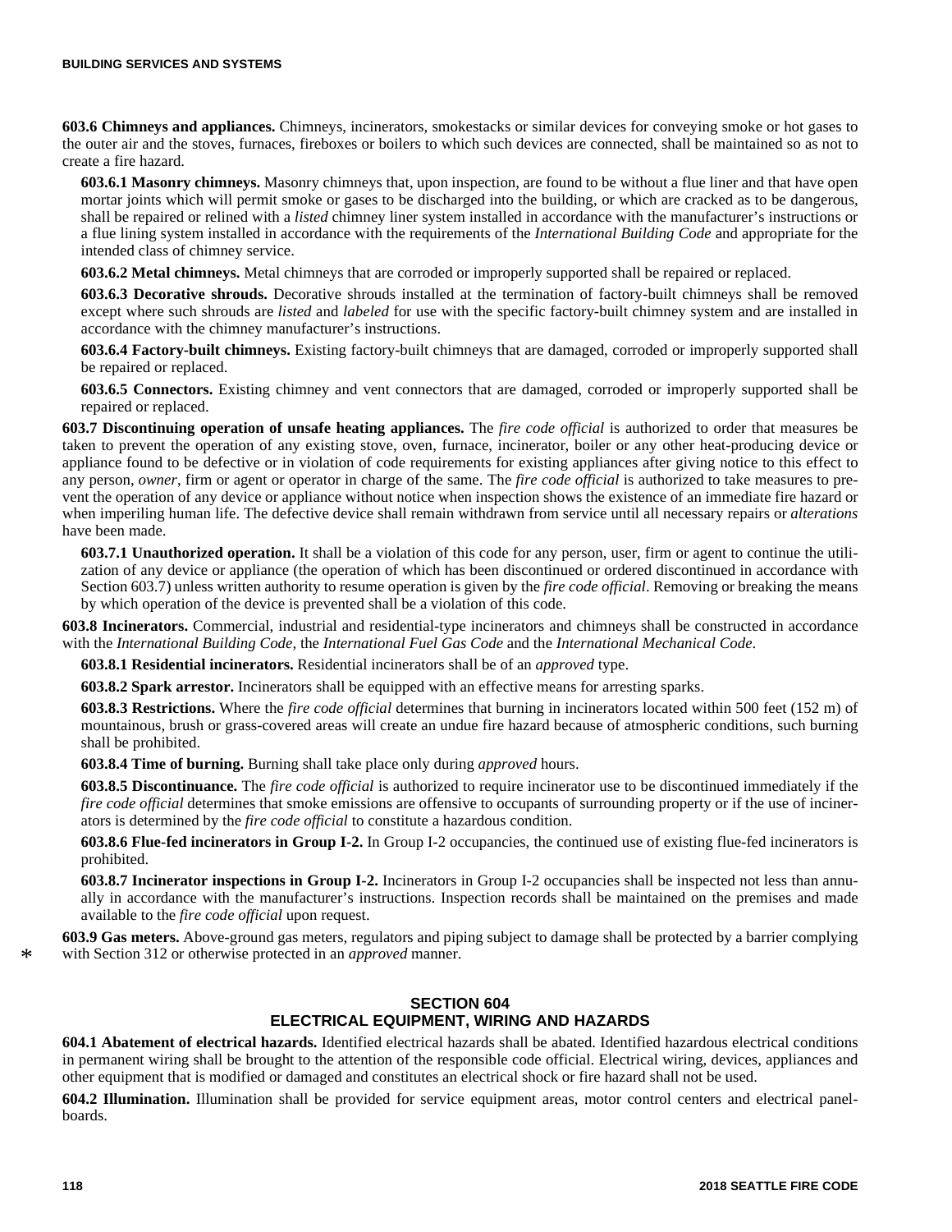**603.6 Chimneys and appliances.** Chimneys, incinerators, smokestacks or similar devices for conveying smoke or hot gases to the outer air and the stoves, furnaces, fireboxes or boilers to which such devices are connected, shall be maintained so as not to create a fire hazard.

**603.6.1 Masonry chimneys.** Masonry chimneys that, upon inspection, are found to be without a flue liner and that have open mortar joints which will permit smoke or gases to be discharged into the building, or which are cracked as to be dangerous, shall be repaired or relined with a *listed* chimney liner system installed in accordance with the manufacturer's instructions or a flue lining system installed in accordance with the requirements of the *International Building Code* and appropriate for the intended class of chimney service.

**603.6.2 Metal chimneys.** Metal chimneys that are corroded or improperly supported shall be repaired or replaced.

**603.6.3 Decorative shrouds.** Decorative shrouds installed at the termination of factory-built chimneys shall be removed except where such shrouds are *listed* and *labeled* for use with the specific factory-built chimney system and are installed in accordance with the chimney manufacturer's instructions.

**603.6.4 Factory-built chimneys.** Existing factory-built chimneys that are damaged, corroded or improperly supported shall be repaired or replaced.

**603.6.5 Connectors.** Existing chimney and vent connectors that are damaged, corroded or improperly supported shall be repaired or replaced.

**603.7 Discontinuing operation of unsafe heating appliances.** The *fire code official* is authorized to order that measures be taken to prevent the operation of any existing stove, oven, furnace, incinerator, boiler or any other heat-producing device or appliance found to be defective or in violation of code requirements for existing appliances after giving notice to this effect to any person, *owner*, firm or agent or operator in charge of the same. The *fire code official* is authorized to take measures to prevent the operation of any device or appliance without notice when inspection shows the existence of an immediate fire hazard or when imperiling human life. The defective device shall remain withdrawn from service until all necessary repairs or *alterations* have been made.

**603.7.1 Unauthorized operation.** It shall be a violation of this code for any person, user, firm or agent to continue the utilization of any device or appliance (the operation of which has been discontinued or ordered discontinued in accordance with Section 603.7) unless written authority to resume operation is given by the *fire code official*. Removing or breaking the means by which operation of the device is prevented shall be a violation of this code.

**603.8 Incinerators.** Commercial, industrial and residential-type incinerators and chimneys shall be constructed in accordance with the *International Building Code,* the *International Fuel Gas Code* and the *International Mechanical Code*.

**603.8.1 Residential incinerators.** Residential incinerators shall be of an *approved* type.

**603.8.2 Spark arrestor.** Incinerators shall be equipped with an effective means for arresting sparks.

**603.8.3 Restrictions.** Where the *fire code official* determines that burning in incinerators located within 500 feet (152 m) of mountainous, brush or grass-covered areas will create an undue fire hazard because of atmospheric conditions, such burning shall be prohibited.

**603.8.4 Time of burning.** Burning shall take place only during *approved* hours.

**603.8.5 Discontinuance.** The *fire code official* is authorized to require incinerator use to be discontinued immediately if the *fire code official* determines that smoke emissions are offensive to occupants of surrounding property or if the use of incinerators is determined by the *fire code official* to constitute a hazardous condition.

**603.8.6 Flue-fed incinerators in Group I-2.** In Group I-2 occupancies, the continued use of existing flue-fed incinerators is prohibited.

**603.8.7 Incinerator inspections in Group I-2.** Incinerators in Group I-2 occupancies shall be inspected not less than annually in accordance with the manufacturer's instructions. Inspection records shall be maintained on the premises and made available to the *fire code official* upon request.

**603.9 Gas meters.** Above-ground gas meters, regulators and piping subject to damage shall be protected by a barrier complying with Section 312 or otherwise protected in an *approved* manner.

## SECTION 604 ELECTRICAL EQUIPMENT, WIRING AND HAZARDS

**604.1 Abatement of electrical hazards.** Identified electrical hazards shall be abated. Identified hazardous electrical conditions in permanent wiring shall be brought to the attention of the responsible code official. Electrical wiring, devices, appliances and other equipment that is modified or damaged and constitutes an electrical shock or fire hazard shall not be used.

**604.2 Illumination.** Illumination shall be provided for service equipment areas, motor control centers and electrical panelboards.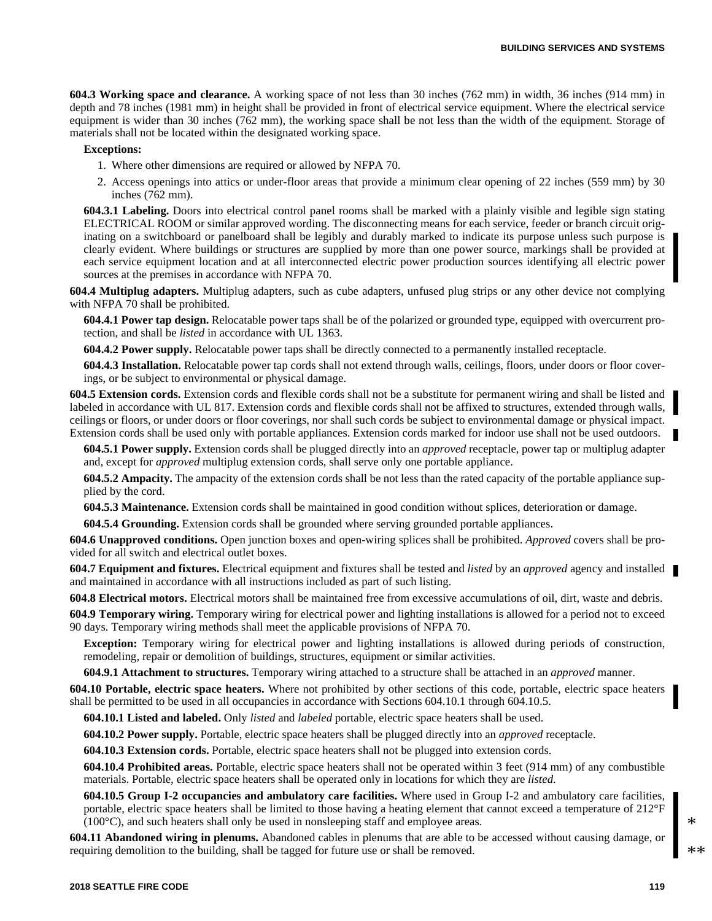**604.3 Working space and clearance.** A working space of not less than 30 inches (762 mm) in width, 36 inches (914 mm) in depth and 78 inches (1981 mm) in height shall be provided in front of electrical service equipment. Where the electrical service equipment is wider than 30 inches (762 mm), the working space shall be not less than the width of the equipment. Storage of materials shall not be located within the designated working space.

**Exceptions:**

1. Where other dimensions are required or allowed by NFPA 70.
2. Access openings into attics or under-floor areas that provide a minimum clear opening of 22 inches (559 mm) by 30 inches (762 mm).

**604.3.1 Labeling.** Doors into electrical control panel rooms shall be marked with a plainly visible and legible sign stating ELECTRICAL ROOM or similar approved wording. The disconnecting means for each service, feeder or branch circuit originating on a switchboard or panelboard shall be legibly and durably marked to indicate its purpose unless such purpose is clearly evident. Where buildings or structures are supplied by more than one power source, markings shall be provided at each service equipment location and at all interconnected electric power production sources identifying all electric power sources at the premises in accordance with NFPA 70.

**604.4 Multiplug adapters.** Multiplug adapters, such as cube adapters, unfused plug strips or any other device not complying with NFPA 70 shall be prohibited.

**604.4.1 Power tap design.** Relocatable power taps shall be of the polarized or grounded type, equipped with overcurrent protection, and shall be *listed* in accordance with UL 1363.

**604.4.2 Power supply.** Relocatable power taps shall be directly connected to a permanently installed receptacle.

**604.4.3 Installation.** Relocatable power tap cords shall not extend through walls, ceilings, floors, under doors or floor coverings, or be subject to environmental or physical damage.

**604.5 Extension cords.** Extension cords and flexible cords shall not be a substitute for permanent wiring and shall be listed and labeled in accordance with UL 817. Extension cords and flexible cords shall not be affixed to structures, extended through walls, ceilings or floors, or under doors or floor coverings, nor shall such cords be subject to environmental damage or physical impact. Extension cords shall be used only with portable appliances. Extension cords marked for indoor use shall not be used outdoors.

**604.5.1 Power supply.** Extension cords shall be plugged directly into an *approved* receptacle, power tap or multiplug adapter and, except for *approved* multiplug extension cords, shall serve only one portable appliance.

**604.5.2 Ampacity.** The ampacity of the extension cords shall be not less than the rated capacity of the portable appliance supplied by the cord.

**604.5.3 Maintenance.** Extension cords shall be maintained in good condition without splices, deterioration or damage.

**604.5.4 Grounding.** Extension cords shall be grounded where serving grounded portable appliances.

**604.6 Unapproved conditions.** Open junction boxes and open-wiring splices shall be prohibited. *Approved* covers shall be provided for all switch and electrical outlet boxes.

**604.7 Equipment and fixtures.** Electrical equipment and fixtures shall be tested and *listed* by an *approved* agency and installed and maintained in accordance with all instructions included as part of such listing.

**604.8 Electrical motors.** Electrical motors shall be maintained free from excessive accumulations of oil, dirt, waste and debris.

**604.9 Temporary wiring.** Temporary wiring for electrical power and lighting installations is allowed for a period not to exceed 90 days. Temporary wiring methods shall meet the applicable provisions of NFPA 70.

**Exception:** Temporary wiring for electrical power and lighting installations is allowed during periods of construction, remodeling, repair or demolition of buildings, structures, equipment or similar activities.

**604.9.1 Attachment to structures.** Temporary wiring attached to a structure shall be attached in an *approved* manner.

**604.10 Portable, electric space heaters.** Where not prohibited by other sections of this code, portable, electric space heaters shall be permitted to be used in all occupancies in accordance with Sections 604.10.1 through 604.10.5.

**604.10.1 Listed and labeled.** Only *listed* and *labeled* portable, electric space heaters shall be used.

**604.10.2 Power supply.** Portable, electric space heaters shall be plugged directly into an *approved* receptacle.

**604.10.3 Extension cords.** Portable, electric space heaters shall not be plugged into extension cords.

**604.10.4 Prohibited areas.** Portable, electric space heaters shall not be operated within 3 feet (914 mm) of any combustible materials. Portable, electric space heaters shall be operated only in locations for which they are *listed*.

**604.10.5 Group I-2 occupancies and ambulatory care facilities.** Where used in Group I-2 and ambulatory care facilities, portable, electric space heaters shall be limited to those having a heating element that cannot exceed a temperature of 212°F (100°C), and such heaters shall only be used in nonsleeping staff and employee areas. *

**604.11 Abandoned wiring in plenums.** Abandoned cables in plenums that are able to be accessed without causing damage, or requiring demolition to the building, shall be tagged for future use or shall be removed. **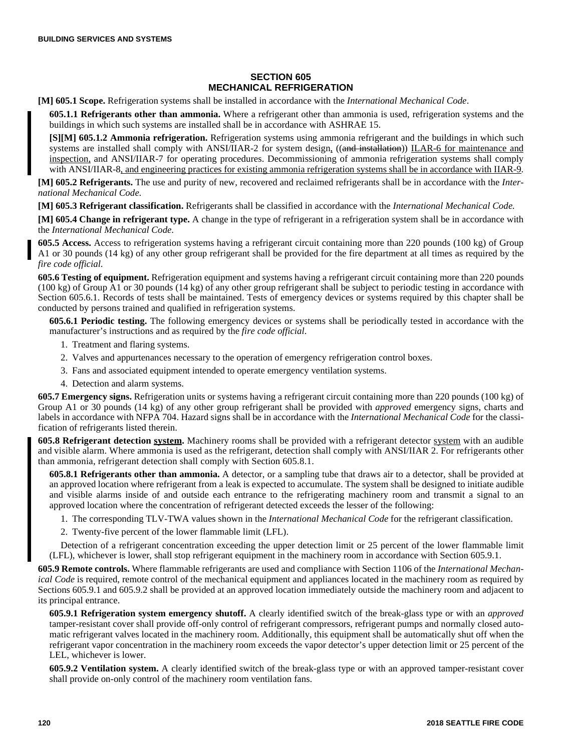## SECTION 605
## MECHANICAL REFRIGERATION

**[M] 605.1 Scope.** Refrigeration systems shall be installed in accordance with the *International Mechanical Code*.

**605.1.1 Refrigerants other than ammonia.** Where a refrigerant other than ammonia is used, refrigeration systems and the buildings in which such systems are installed shall be in accordance with ASHRAE 15.

**[S][M] 605.1.2 Ammonia refrigeration.** Refrigeration systems using ammonia refrigerant and the buildings in which such systems are installed shall comply with ANSI/IIAR-2 for system design, ((~~and installation~~)) ILAR-6 for maintenance and inspection, and ANSI/IIAR-7 for operating procedures. Decommissioning of ammonia refrigeration systems shall comply with ANSI/IIAR-8, and engineering practices for existing ammonia refrigeration systems shall be in accordance with IIAR-9.

**[M] 605.2 Refrigerants.** The use and purity of new, recovered and reclaimed refrigerants shall be in accordance with the *International Mechanical Code.*

**[M] 605.3 Refrigerant classification.** Refrigerants shall be classified in accordance with the *International Mechanical Code.*

**[M] 605.4 Change in refrigerant type.** A change in the type of refrigerant in a refrigeration system shall be in accordance with the *International Mechanical Code*.

**605.5 Access.** Access to refrigeration systems having a refrigerant circuit containing more than 220 pounds (100 kg) of Group A1 or 30 pounds (14 kg) of any other group refrigerant shall be provided for the fire department at all times as required by the *fire code official*.

**605.6 Testing of equipment.** Refrigeration equipment and systems having a refrigerant circuit containing more than 220 pounds (100 kg) of Group A1 or 30 pounds (14 kg) of any other group refrigerant shall be subject to periodic testing in accordance with Section 605.6.1. Records of tests shall be maintained. Tests of emergency devices or systems required by this chapter shall be conducted by persons trained and qualified in refrigeration systems.

**605.6.1 Periodic testing.** The following emergency devices or systems shall be periodically tested in accordance with the manufacturer's instructions and as required by the *fire code official*.

1. Treatment and flaring systems.
2. Valves and appurtenances necessary to the operation of emergency refrigeration control boxes.
3. Fans and associated equipment intended to operate emergency ventilation systems.
4. Detection and alarm systems.

**605.7 Emergency signs.** Refrigeration units or systems having a refrigerant circuit containing more than 220 pounds (100 kg) of Group A1 or 30 pounds (14 kg) of any other group refrigerant shall be provided with *approved* emergency signs, charts and labels in accordance with NFPA 704. Hazard signs shall be in accordance with the *International Mechanical Code* for the classification of refrigerants listed therein.

**605.8 Refrigerant detection system.** Machinery rooms shall be provided with a refrigerant detector system with an audible and visible alarm. Where ammonia is used as the refrigerant, detection shall comply with ANSI/IIAR 2. For refrigerants other than ammonia, refrigerant detection shall comply with Section 605.8.1.

**605.8.1 Refrigerants other than ammonia.** A detector, or a sampling tube that draws air to a detector, shall be provided at an approved location where refrigerant from a leak is expected to accumulate. The system shall be designed to initiate audible and visible alarms inside of and outside each entrance to the refrigerating machinery room and transmit a signal to an approved location where the concentration of refrigerant detected exceeds the lesser of the following:

1. The corresponding TLV-TWA values shown in the *International Mechanical Code* for the refrigerant classification.
2. Twenty-five percent of the lower flammable limit (LFL).

Detection of a refrigerant concentration exceeding the upper detection limit or 25 percent of the lower flammable limit (LFL), whichever is lower, shall stop refrigerant equipment in the machinery room in accordance with Section 605.9.1.

**605.9 Remote controls.** Where flammable refrigerants are used and compliance with Section 1106 of the *International Mechanical Code* is required, remote control of the mechanical equipment and appliances located in the machinery room as required by Sections 605.9.1 and 605.9.2 shall be provided at an approved location immediately outside the machinery room and adjacent to its principal entrance.

**605.9.1 Refrigeration system emergency shutoff.** A clearly identified switch of the break-glass type or with an *approved* tamper-resistant cover shall provide off-only control of refrigerant compressors, refrigerant pumps and normally closed automatic refrigerant valves located in the machinery room. Additionally, this equipment shall be automatically shut off when the refrigerant vapor concentration in the machinery room exceeds the vapor detector's upper detection limit or 25 percent of the LEL, whichever is lower.

**605.9.2 Ventilation system.** A clearly identified switch of the break-glass type or with an approved tamper-resistant cover shall provide on-only control of the machinery room ventilation fans.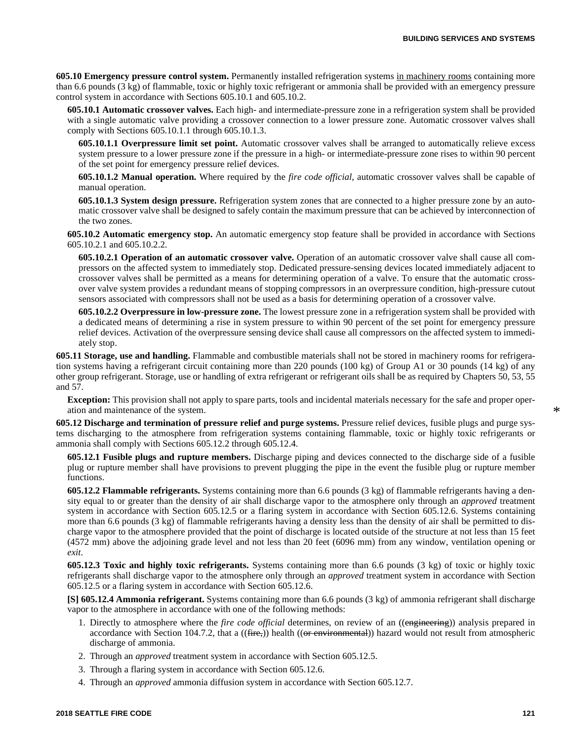**605.10 Emergency pressure control system.** Permanently installed refrigeration systems in machinery rooms containing more than 6.6 pounds (3 kg) of flammable, toxic or highly toxic refrigerant or ammonia shall be provided with an emergency pressure control system in accordance with Sections 605.10.1 and 605.10.2.

**605.10.1 Automatic crossover valves.** Each high- and intermediate-pressure zone in a refrigeration system shall be provided with a single automatic valve providing a crossover connection to a lower pressure zone. Automatic crossover valves shall comply with Sections 605.10.1.1 through 605.10.1.3.

**605.10.1.1 Overpressure limit set point.** Automatic crossover valves shall be arranged to automatically relieve excess system pressure to a lower pressure zone if the pressure in a high- or intermediate-pressure zone rises to within 90 percent of the set point for emergency pressure relief devices.

**605.10.1.2 Manual operation.** Where required by the *fire code official*, automatic crossover valves shall be capable of manual operation.

**605.10.1.3 System design pressure.** Refrigeration system zones that are connected to a higher pressure zone by an automatic crossover valve shall be designed to safely contain the maximum pressure that can be achieved by interconnection of the two zones.

**605.10.2 Automatic emergency stop.** An automatic emergency stop feature shall be provided in accordance with Sections 605.10.2.1 and 605.10.2.2.

**605.10.2.1 Operation of an automatic crossover valve.** Operation of an automatic crossover valve shall cause all compressors on the affected system to immediately stop. Dedicated pressure-sensing devices located immediately adjacent to crossover valves shall be permitted as a means for determining operation of a valve. To ensure that the automatic crossover valve system provides a redundant means of stopping compressors in an overpressure condition, high-pressure cutout sensors associated with compressors shall not be used as a basis for determining operation of a crossover valve.

**605.10.2.2 Overpressure in low-pressure zone.** The lowest pressure zone in a refrigeration system shall be provided with a dedicated means of determining a rise in system pressure to within 90 percent of the set point for emergency pressure relief devices. Activation of the overpressure sensing device shall cause all compressors on the affected system to immediately stop.

**605.11 Storage, use and handling.** Flammable and combustible materials shall not be stored in machinery rooms for refrigeration systems having a refrigerant circuit containing more than 220 pounds (100 kg) of Group A1 or 30 pounds (14 kg) of any other group refrigerant. Storage, use or handling of extra refrigerant or refrigerant oils shall be as required by Chapters 50, 53, 55 and 57.

**Exception:** This provision shall not apply to spare parts, tools and incidental materials necessary for the safe and proper operation and maintenance of the system.

**605.12 Discharge and termination of pressure relief and purge systems.** Pressure relief devices, fusible plugs and purge systems discharging to the atmosphere from refrigeration systems containing flammable, toxic or highly toxic refrigerants or ammonia shall comply with Sections 605.12.2 through 605.12.4.

**605.12.1 Fusible plugs and rupture members.** Discharge piping and devices connected to the discharge side of a fusible plug or rupture member shall have provisions to prevent plugging the pipe in the event the fusible plug or rupture member functions.

**605.12.2 Flammable refrigerants.** Systems containing more than 6.6 pounds (3 kg) of flammable refrigerants having a density equal to or greater than the density of air shall discharge vapor to the atmosphere only through an *approved* treatment system in accordance with Section 605.12.5 or a flaring system in accordance with Section 605.12.6. Systems containing more than 6.6 pounds (3 kg) of flammable refrigerants having a density less than the density of air shall be permitted to discharge vapor to the atmosphere provided that the point of discharge is located outside of the structure at not less than 15 feet (4572 mm) above the adjoining grade level and not less than 20 feet (6096 mm) from any window, ventilation opening or *exit*.

**605.12.3 Toxic and highly toxic refrigerants.** Systems containing more than 6.6 pounds (3 kg) of toxic or highly toxic refrigerants shall discharge vapor to the atmosphere only through an *approved* treatment system in accordance with Section 605.12.5 or a flaring system in accordance with Section 605.12.6.

**[S] 605.12.4 Ammonia refrigerant.** Systems containing more than 6.6 pounds (3 kg) of ammonia refrigerant shall discharge vapor to the atmosphere in accordance with one of the following methods:

1. Directly to atmosphere where the *fire code official* determines, on review of an ((~~engineering~~)) analysis prepared in accordance with Section 104.7.2, that a ((~~fire,~~)) health ((~~or environmental~~)) hazard would not result from atmospheric discharge of ammonia.
2. Through an *approved* treatment system in accordance with Section 605.12.5.
3. Through a flaring system in accordance with Section 605.12.6.
4. Through an *approved* ammonia diffusion system in accordance with Section 605.12.7.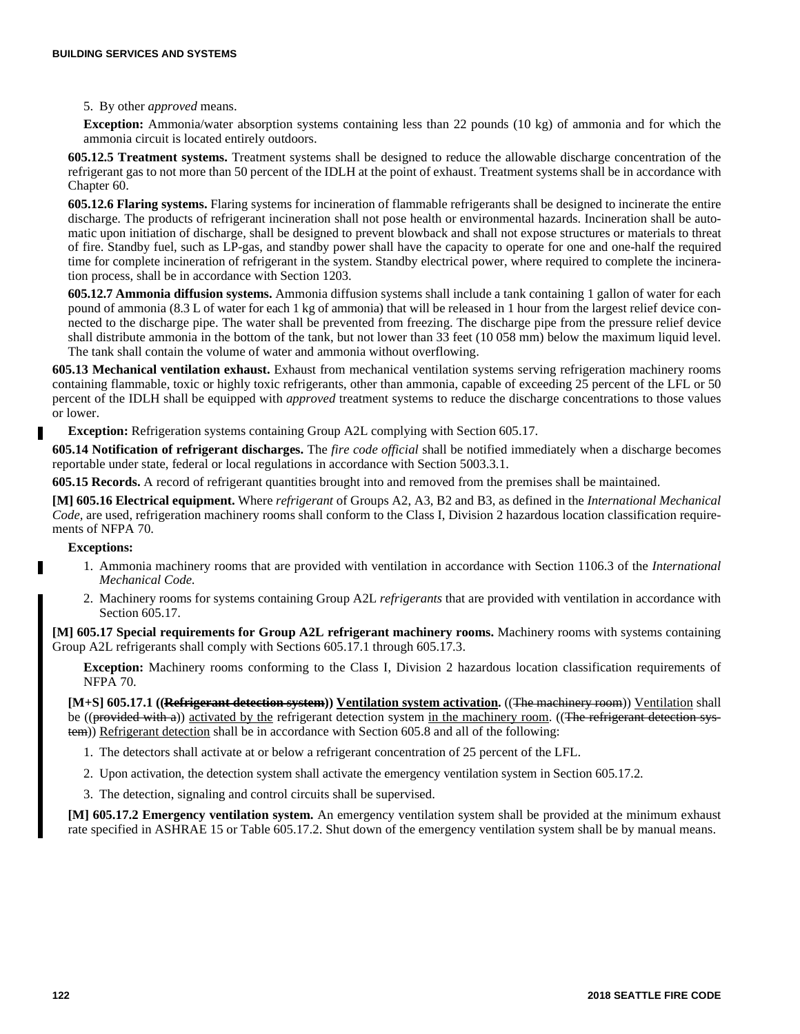5. By other *approved* means.

**Exception:** Ammonia/water absorption systems containing less than 22 pounds (10 kg) of ammonia and for which the ammonia circuit is located entirely outdoors.

**605.12.5 Treatment systems.** Treatment systems shall be designed to reduce the allowable discharge concentration of the refrigerant gas to not more than 50 percent of the IDLH at the point of exhaust. Treatment systems shall be in accordance with Chapter 60.

**605.12.6 Flaring systems.** Flaring systems for incineration of flammable refrigerants shall be designed to incinerate the entire discharge. The products of refrigerant incineration shall not pose health or environmental hazards. Incineration shall be automatic upon initiation of discharge, shall be designed to prevent blowback and shall not expose structures or materials to threat of fire. Standby fuel, such as LP-gas, and standby power shall have the capacity to operate for one and one-half the required time for complete incineration of refrigerant in the system. Standby electrical power, where required to complete the incineration process, shall be in accordance with Section 1203.

**605.12.7 Ammonia diffusion systems.** Ammonia diffusion systems shall include a tank containing 1 gallon of water for each pound of ammonia (8.3 L of water for each 1 kg of ammonia) that will be released in 1 hour from the largest relief device connected to the discharge pipe. The water shall be prevented from freezing. The discharge pipe from the pressure relief device shall distribute ammonia in the bottom of the tank, but not lower than 33 feet (10 058 mm) below the maximum liquid level. The tank shall contain the volume of water and ammonia without overflowing.

**605.13 Mechanical ventilation exhaust.** Exhaust from mechanical ventilation systems serving refrigeration machinery rooms containing flammable, toxic or highly toxic refrigerants, other than ammonia, capable of exceeding 25 percent of the LFL or 50 percent of the IDLH shall be equipped with *approved* treatment systems to reduce the discharge concentrations to those values or lower.

**Exception:** Refrigeration systems containing Group A2L complying with Section 605.17.

**605.14 Notification of refrigerant discharges.** The *fire code official* shall be notified immediately when a discharge becomes reportable under state, federal or local regulations in accordance with Section 5003.3.1.

**605.15 Records.** A record of refrigerant quantities brought into and removed from the premises shall be maintained.

**[M] 605.16 Electrical equipment.** Where *refrigerant* of Groups A2, A3, B2 and B3, as defined in the *International Mechanical Code,* are used, refrigeration machinery rooms shall conform to the Class I, Division 2 hazardous location classification requirements of NFPA 70.

**Exceptions:**

1. Ammonia machinery rooms that are provided with ventilation in accordance with Section 1106.3 of the *International Mechanical Code.*
2. Machinery rooms for systems containing Group A2L *refrigerants* that are provided with ventilation in accordance with Section 605.17.

**[M] 605.17 Special requirements for Group A2L refrigerant machinery rooms.** Machinery rooms with systems containing Group A2L refrigerants shall comply with Sections 605.17.1 through 605.17.3.

**Exception:** Machinery rooms conforming to the Class I, Division 2 hazardous location classification requirements of NFPA 70.

**[M+S] 605.17.1 ((~~Refrigerant detection system~~)) <u>Ventilation system activation</u>.** ((~~The machinery room~~)) <u>Ventilation</u> shall be ((~~provided with a~~)) <u>activated by the</u> refrigerant detection system <u>in the machinery room</u>. ((~~The refrigerant detection system~~)) <u>Refrigerant detection</u> shall be in accordance with Section 605.8 and all of the following:

1. The detectors shall activate at or below a refrigerant concentration of 25 percent of the LFL.
2. Upon activation, the detection system shall activate the emergency ventilation system in Section 605.17.2.
3. The detection, signaling and control circuits shall be supervised.

**[M] 605.17.2 Emergency ventilation system.** An emergency ventilation system shall be provided at the minimum exhaust rate specified in ASHRAE 15 or Table 605.17.2. Shut down of the emergency ventilation system shall be by manual means.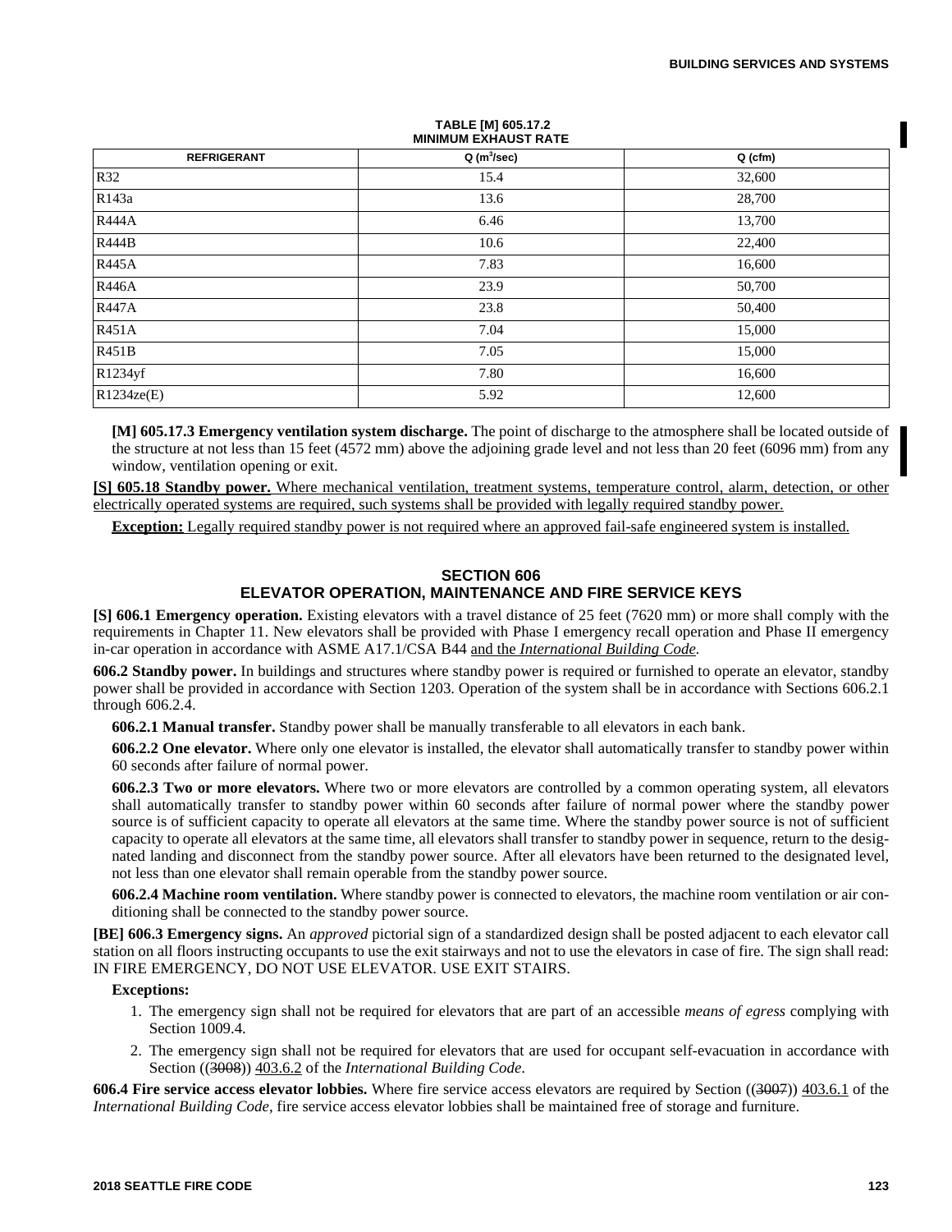**TABLE [M] 605.17.2**
**MINIMUM EXHAUST RATE**

| REFRIGERANT | Q ($m^3$/sec) | Q (cfm) |
|---|---|---|
| R32 | 15.4 | 32,600 |
| R143a | 13.6 | 28,700 |
| R444A | 6.46 | 13,700 |
| R444B | 10.6 | 22,400 |
| R445A | 7.83 | 16,600 |
| R446A | 23.9 | 50,700 |
| R447A | 23.8 | 50,400 |
| R451A | 7.04 | 15,000 |
| R451B | 7.05 | 15,000 |
| R1234yf | 7.80 | 16,600 |
| R1234ze(E) | 5.92 | 12,600 |

**[M] 605.17.3 Emergency ventilation system discharge.** The point of discharge to the atmosphere shall be located outside of the structure at not less than 15 feet (4572 mm) above the adjoining grade level and not less than 20 feet (6096 mm) from any window, ventilation opening or exit.

**[S] 605.18 Standby power.** Where mechanical ventilation, treatment systems, temperature control, alarm, detection, or other electrically operated systems are required, such systems shall be provided with legally required standby power.

**Exception:** Legally required standby power is not required where an approved fail-safe engineered system is installed.

## SECTION 606
## ELEVATOR OPERATION, MAINTENANCE AND FIRE SERVICE KEYS

**[S] 606.1 Emergency operation.** Existing elevators with a travel distance of 25 feet (7620 mm) or more shall comply with the requirements in Chapter 11. New elevators shall be provided with Phase I emergency recall operation and Phase II emergency in-car operation in accordance with ASME A17.1/CSA B44 and the *International Building Code*.

**606.2 Standby power.** In buildings and structures where standby power is required or furnished to operate an elevator, standby power shall be provided in accordance with Section 1203. Operation of the system shall be in accordance with Sections 606.2.1 through 606.2.4.

**606.2.1 Manual transfer.** Standby power shall be manually transferable to all elevators in each bank.

**606.2.2 One elevator.** Where only one elevator is installed, the elevator shall automatically transfer to standby power within 60 seconds after failure of normal power.

**606.2.3 Two or more elevators.** Where two or more elevators are controlled by a common operating system, all elevators shall automatically transfer to standby power within 60 seconds after failure of normal power where the standby power source is of sufficient capacity to operate all elevators at the same time. Where the standby power source is not of sufficient capacity to operate all elevators at the same time, all elevators shall transfer to standby power in sequence, return to the designated landing and disconnect from the standby power source. After all elevators have been returned to the designated level, not less than one elevator shall remain operable from the standby power source.

**606.2.4 Machine room ventilation.** Where standby power is connected to elevators, the machine room ventilation or air conditioning shall be connected to the standby power source.

**[BE] 606.3 Emergency signs.** An *approved* pictorial sign of a standardized design shall be posted adjacent to each elevator call station on all floors instructing occupants to use the exit stairways and not to use the elevators in case of fire. The sign shall read: IN FIRE EMERGENCY, DO NOT USE ELEVATOR. USE EXIT STAIRS.

**Exceptions:**

1. The emergency sign shall not be required for elevators that are part of an accessible *means of egress* complying with Section 1009.4.
2. The emergency sign shall not be required for elevators that are used for occupant self-evacuation in accordance with Section ((3008)) 403.6.2 of the *International Building Code*.

**606.4 Fire service access elevator lobbies.** Where fire service access elevators are required by Section ((3007)) 403.6.1 of the *International Building Code*, fire service access elevator lobbies shall be maintained free of storage and furniture.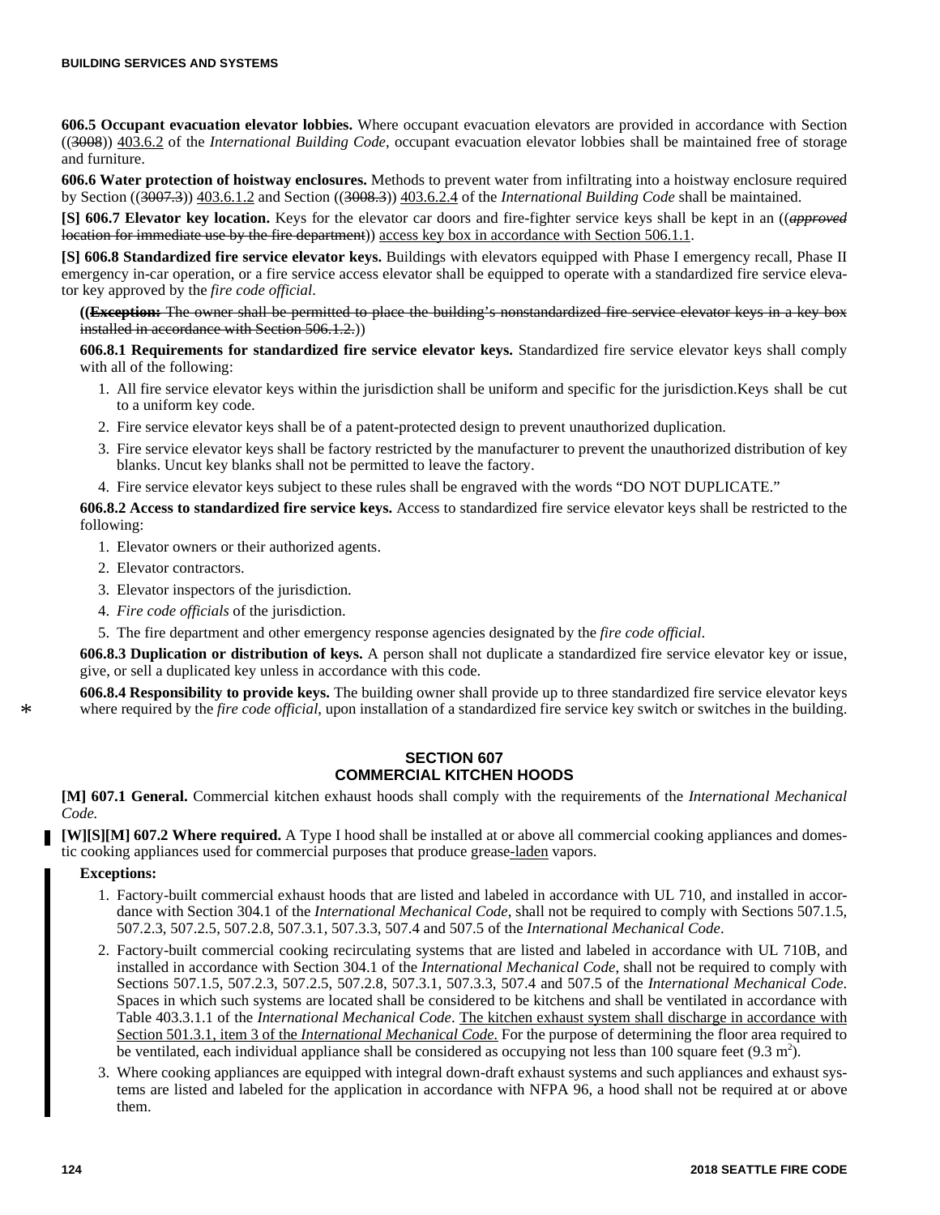**606.5 Occupant evacuation elevator lobbies.** Where occupant evacuation elevators are provided in accordance with Section ((~~3008~~)) <u>403.6.2</u> of the *International Building Code*, occupant evacuation elevator lobbies shall be maintained free of storage and furniture.

**606.6 Water protection of hoistway enclosures.** Methods to prevent water from infiltrating into a hoistway enclosure required by Section ((~~3007.3~~)) <u>403.6.1.2</u> and Section ((~~3008.3~~)) <u>403.6.2.4</u> of the *International Building Code* shall be maintained.

**[S] 606.7 Elevator key location.** Keys for the elevator car doors and fire-fighter service keys shall be kept in an ((~~*approved* location for immediate use by the fire department~~)) <u>access key box in accordance with Section 506.1.1</u>.

**[S] 606.8 Standardized fire service elevator keys.** Buildings with elevators equipped with Phase I emergency recall, Phase II emergency in-car operation, or a fire service access elevator shall be equipped to operate with a standardized fire service elevator key approved by the *fire code official*.

((~~**Exception:** The owner shall be permitted to place the building's nonstandardized fire service elevator keys in a key box installed in accordance with Section 506.1.2.~~))

**606.8.1 Requirements for standardized fire service elevator keys.** Standardized fire service elevator keys shall comply with all of the following:

1. All fire service elevator keys within the jurisdiction shall be uniform and specific for the jurisdiction.Keys shall be cut to a uniform key code.
2. Fire service elevator keys shall be of a patent-protected design to prevent unauthorized duplication.
3. Fire service elevator keys shall be factory restricted by the manufacturer to prevent the unauthorized distribution of key blanks. Uncut key blanks shall not be permitted to leave the factory.
4. Fire service elevator keys subject to these rules shall be engraved with the words "DO NOT DUPLICATE."

**606.8.2 Access to standardized fire service keys.** Access to standardized fire service elevator keys shall be restricted to the following:

1. Elevator owners or their authorized agents.
2. Elevator contractors.
3. Elevator inspectors of the jurisdiction.
4. *Fire code officials* of the jurisdiction.
5. The fire department and other emergency response agencies designated by the *fire code official*.

**606.8.3 Duplication or distribution of keys.** A person shall not duplicate a standardized fire service elevator key or issue, give, or sell a duplicated key unless in accordance with this code.

**606.8.4 Responsibility to provide keys.** The building owner shall provide up to three standardized fire service elevator keys where required by the *fire code official*, upon installation of a standardized fire service key switch or switches in the building.

## SECTION 607
## COMMERCIAL KITCHEN HOODS

**[M] 607.1 General.** Commercial kitchen exhaust hoods shall comply with the requirements of the *International Mechanical Code.*

**[W][S][M] 607.2 Where required.** A Type I hood shall be installed at or above all commercial cooking appliances and domestic cooking appliances used for commercial purposes that produce grease<u>-laden</u> vapors.

**Exceptions:**

1. Factory-built commercial exhaust hoods that are listed and labeled in accordance with UL 710, and installed in accordance with Section 304.1 of the *International Mechanical Code*, shall not be required to comply with Sections 507.1.5, 507.2.3, 507.2.5, 507.2.8, 507.3.1, 507.3.3, 507.4 and 507.5 of the *International Mechanical Code*.
2. Factory-built commercial cooking recirculating systems that are listed and labeled in accordance with UL 710B, and installed in accordance with Section 304.1 of the *International Mechanical Code*, shall not be required to comply with Sections 507.1.5, 507.2.3, 507.2.5, 507.2.8, 507.3.1, 507.3.3, 507.4 and 507.5 of the *International Mechanical Code*. Spaces in which such systems are located shall be considered to be kitchens and shall be ventilated in accordance with Table 403.3.1.1 of the *International Mechanical Code*. <u>The kitchen exhaust system shall discharge in accordance with Section 501.3.1, item 3 of the *International Mechanical Code*.</u> For the purpose of determining the floor area required to be ventilated, each individual appliance shall be considered as occupying not less than 100 square feet ($9.3 \text{ m}^2$).
3. Where cooking appliances are equipped with integral down-draft exhaust systems and such appliances and exhaust systems are listed and labeled for the application in accordance with NFPA 96, a hood shall not be required at or above them.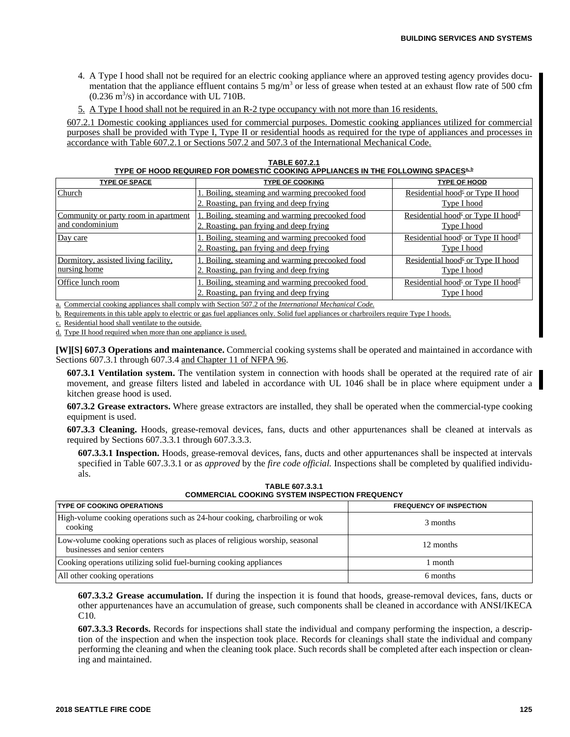4. A Type I hood shall not be required for an electric cooking appliance where an approved testing agency provides documentation that the appliance effluent contains 5 mg/m[3] or less of grease when tested at an exhaust flow rate of 500 cfm (0.236 m[3]/s) in accordance with UL 710B.

5. A Type I hood shall not be required in an R-2 type occupancy with not more than 16 residents.

607.2.1 Domestic cooking appliances used for commercial purposes. Domestic cooking appliances utilized for commercial purposes shall be provided with Type I, Type II or residential hoods as required for the type of appliances and processes in accordance with Table 607.2.1 or Sections 507.2 and 507.3 of the International Mechanical Code.

**TABLE 607.2.1**
**TYPE OF HOOD REQUIRED FOR DOMESTIC COOKING APPLIANCES IN THE FOLLOWING SPACES[a, b]**

| TYPE OF SPACE | TYPE OF COOKING | TYPE OF HOOD |
|---|---|---|
| Church | 1. Boiling, steaming and warming precooked food | Residential hood[c] or Type II hood |
| | 2. Roasting, pan frying and deep frying | Type I hood |
| Community or party room in apartment and condominium | 1. Boiling, steaming and warming precooked food | Residential hood[c] or Type II hood[d] |
| | 2. Roasting, pan frying and deep frying | Type I hood |
| Day care | 1. Boiling, steaming and warming precooked food | Residential hood[c] or Type II hood[d] |
| | 2. Roasting, pan frying and deep frying | Type I hood |
| Dormitory, assisted living facility, nursing home | 1. Boiling, steaming and warming precooked food | Residential hood[c] or Type II hood |
| | 2. Roasting, pan frying and deep frying | Type I hood |
| Office lunch room | 1. Boiling, steaming and warming precooked food | Residential hood[c] or Type II hood[d] |
| | 2. Roasting, pan frying and deep frying | Type I hood |

a. Commercial cooking appliances shall comply with Section 507.2 of the *International Mechanical Code.*

b. Requirements in this table apply to electric or gas fuel appliances only. Solid fuel appliances or charbroilers require Type I hoods.

c. Residential hood shall ventilate to the outside.

d. Type II hood required when more than one appliance is used.

**[W][S] 607.3 Operations and maintenance.** Commercial cooking systems shall be operated and maintained in accordance with Sections 607.3.1 through 607.3.4 and Chapter 11 of NFPA 96.

**607.3.1 Ventilation system.** The ventilation system in connection with hoods shall be operated at the required rate of air movement, and grease filters listed and labeled in accordance with UL 1046 shall be in place where equipment under a kitchen grease hood is used.

**607.3.2 Grease extractors.** Where grease extractors are installed, they shall be operated when the commercial-type cooking equipment is used.

**607.3.3 Cleaning.** Hoods, grease-removal devices, fans, ducts and other appurtenances shall be cleaned at intervals as required by Sections 607.3.3.1 through 607.3.3.3.

**607.3.3.1 Inspection.** Hoods, grease-removal devices, fans, ducts and other appurtenances shall be inspected at intervals specified in Table 607.3.3.1 or as *approved* by the *fire code official.* Inspections shall be completed by qualified individuals.

**TABLE 607.3.3.1**
**COMMERCIAL COOKING SYSTEM INSPECTION FREQUENCY**

| TYPE OF COOKING OPERATIONS | FREQUENCY OF INSPECTION |
|---|---|
| High-volume cooking operations such as 24-hour cooking, charbroiling or wok cooking | 3 months |
| Low-volume cooking operations such as places of religious worship, seasonal businesses and senior centers | 12 months |
| Cooking operations utilizing solid fuel-burning cooking appliances | 1 month |
| All other cooking operations | 6 months |

**607.3.3.2 Grease accumulation.** If during the inspection it is found that hoods, grease-removal devices, fans, ducts or other appurtenances have an accumulation of grease, such components shall be cleaned in accordance with ANSI/IKECA C10.

**607.3.3.3 Records.** Records for inspections shall state the individual and company performing the inspection, a description of the inspection and when the inspection took place. Records for cleanings shall state the individual and company performing the cleaning and when the cleaning took place. Such records shall be completed after each inspection or cleaning and maintained.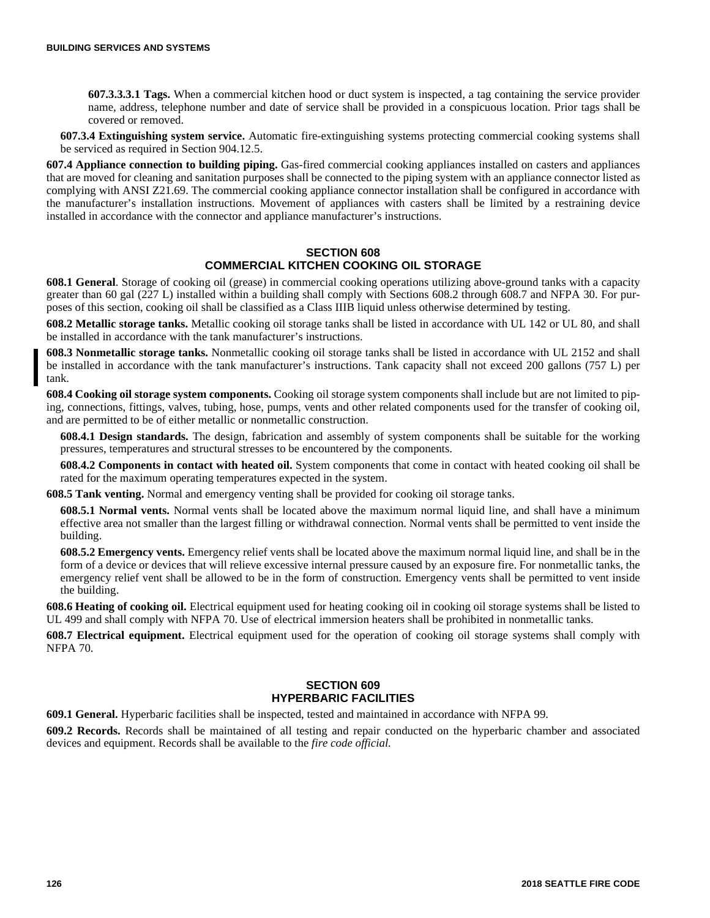**607.3.3.3.1 Tags.** When a commercial kitchen hood or duct system is inspected, a tag containing the service provider name, address, telephone number and date of service shall be provided in a conspicuous location. Prior tags shall be covered or removed.

**607.3.4 Extinguishing system service.** Automatic fire-extinguishing systems protecting commercial cooking systems shall be serviced as required in Section 904.12.5.

**607.4 Appliance connection to building piping.** Gas-fired commercial cooking appliances installed on casters and appliances that are moved for cleaning and sanitation purposes shall be connected to the piping system with an appliance connector listed as complying with ANSI Z21.69. The commercial cooking appliance connector installation shall be configured in accordance with the manufacturer's installation instructions. Movement of appliances with casters shall be limited by a restraining device installed in accordance with the connector and appliance manufacturer's instructions.

## SECTION 608 COMMERCIAL KITCHEN COOKING OIL STORAGE

**608.1 General**. Storage of cooking oil (grease) in commercial cooking operations utilizing above-ground tanks with a capacity greater than 60 gal (227 L) installed within a building shall comply with Sections 608.2 through 608.7 and NFPA 30. For purposes of this section, cooking oil shall be classified as a Class IIIB liquid unless otherwise determined by testing.

**608.2 Metallic storage tanks.** Metallic cooking oil storage tanks shall be listed in accordance with UL 142 or UL 80, and shall be installed in accordance with the tank manufacturer's instructions.

**608.3 Nonmetallic storage tanks.** Nonmetallic cooking oil storage tanks shall be listed in accordance with UL 2152 and shall be installed in accordance with the tank manufacturer's instructions. Tank capacity shall not exceed 200 gallons (757 L) per tank.

**608.4 Cooking oil storage system components.** Cooking oil storage system components shall include but are not limited to piping, connections, fittings, valves, tubing, hose, pumps, vents and other related components used for the transfer of cooking oil, and are permitted to be of either metallic or nonmetallic construction.

**608.4.1 Design standards.** The design, fabrication and assembly of system components shall be suitable for the working pressures, temperatures and structural stresses to be encountered by the components.

**608.4.2 Components in contact with heated oil.** System components that come in contact with heated cooking oil shall be rated for the maximum operating temperatures expected in the system.

**608.5 Tank venting.** Normal and emergency venting shall be provided for cooking oil storage tanks.

**608.5.1 Normal vents.** Normal vents shall be located above the maximum normal liquid line, and shall have a minimum effective area not smaller than the largest filling or withdrawal connection. Normal vents shall be permitted to vent inside the building.

**608.5.2 Emergency vents.** Emergency relief vents shall be located above the maximum normal liquid line, and shall be in the form of a device or devices that will relieve excessive internal pressure caused by an exposure fire. For nonmetallic tanks, the emergency relief vent shall be allowed to be in the form of construction. Emergency vents shall be permitted to vent inside the building.

**608.6 Heating of cooking oil.** Electrical equipment used for heating cooking oil in cooking oil storage systems shall be listed to UL 499 and shall comply with NFPA 70. Use of electrical immersion heaters shall be prohibited in nonmetallic tanks.

**608.7 Electrical equipment.** Electrical equipment used for the operation of cooking oil storage systems shall comply with NFPA 70.

## SECTION 609 HYPERBARIC FACILITIES

**609.1 General.** Hyperbaric facilities shall be inspected, tested and maintained in accordance with NFPA 99.

**609.2 Records.** Records shall be maintained of all testing and repair conducted on the hyperbaric chamber and associated devices and equipment. Records shall be available to the *fire code official.*